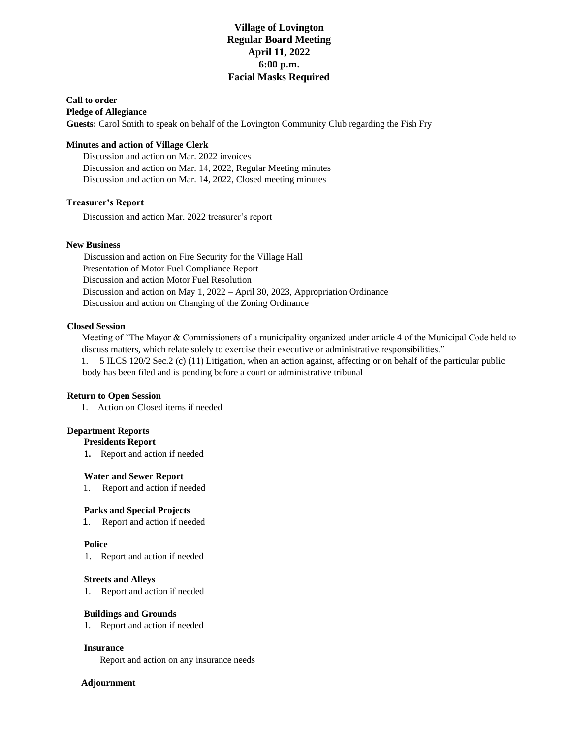# Village of Lovington
## Regular Board Meeting
## April 11, 2022
## 6:00 p.m.
## Facial Masks Required

**Call to order**

**Pledge of Allegiance**

**Guests:** Carol Smith to speak on behalf of the Lovington Community Club regarding the Fish Fry

**Minutes and action of Village Clerk**

Discussion and action on Mar. 2022 invoices
Discussion and action on Mar. 14, 2022, Regular Meeting minutes
Discussion and action on Mar. 14, 2022, Closed meeting minutes

**Treasurer's Report**

Discussion and action Mar. 2022 treasurer's report

**New Business**

Discussion and action on Fire Security for the Village Hall
Presentation of Motor Fuel Compliance Report
Discussion and action Motor Fuel Resolution
Discussion and action on May 1, 2022 – April 30, 2023, Appropriation Ordinance
Discussion and action on Changing of the Zoning Ordinance

**Closed Session**

Meeting of "The Mayor & Commissioners of a municipality organized under article 4 of the Municipal Code held to discuss matters, which relate solely to exercise their executive or administrative responsibilities."

1. 5 ILCS 120/2 Sec.2 (c) (11) Litigation, when an action against, affecting or on behalf of the particular public body has been filed and is pending before a court or administrative tribunal

**Return to Open Session**

1. Action on Closed items if needed

**Department Reports**

**Presidents Report**

1. Report and action if needed

**Water and Sewer Report**

1. Report and action if needed

**Parks and Special Projects**

1. Report and action if needed

**Police**

1. Report and action if needed

**Streets and Alleys**

1. Report and action if needed

**Buildings and Grounds**

1. Report and action if needed

**Insurance**

Report and action on any insurance needs

**Adjournment**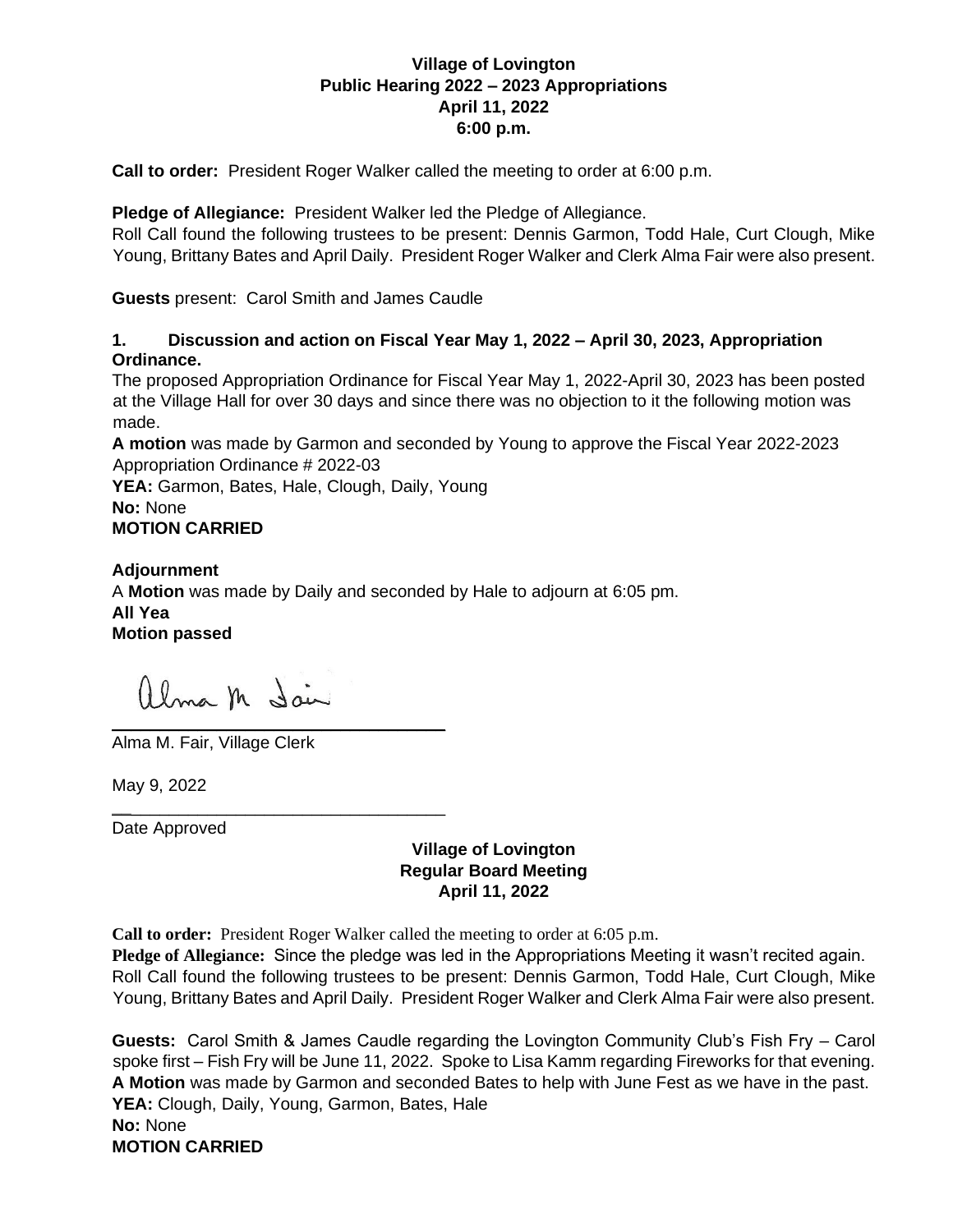**Village of Lovington**
**Public Hearing 2022 – 2023 Appropriations**
**April 11, 2022**
**6:00 p.m.**

**Call to order:** President Roger Walker called the meeting to order at 6:00 p.m.

**Pledge of Allegiance:** President Walker led the Pledge of Allegiance.
Roll Call found the following trustees to be present: Dennis Garmon, Todd Hale, Curt Clough, Mike Young, Brittany Bates and April Daily. President Roger Walker and Clerk Alma Fair were also present.

**Guests** present: Carol Smith and James Caudle

**1. Discussion and action on Fiscal Year May 1, 2022 – April 30, 2023, Appropriation Ordinance.**

The proposed Appropriation Ordinance for Fiscal Year May 1, 2022-April 30, 2023 has been posted at the Village Hall for over 30 days and since there was no objection to it the following motion was made.

**A motion** was made by Garmon and seconded by Young to approve the Fiscal Year 2022-2023 Appropriation Ordinance # 2022-03

**YEA:** Garmon, Bates, Hale, Clough, Daily, Young
**No:** None
**MOTION CARRIED**

**Adjournment**
A **Motion** was made by Daily and seconded by Hale to adjourn at 6:05 pm.
**All Yea**
**Motion passed**

Alma M. Fair

Alma M. Fair, Village Clerk

May 9, 2022

Date Approved

**Village of Lovington**
**Regular Board Meeting**
**April 11, 2022**

**Call to order:** President Roger Walker called the meeting to order at 6:05 p.m.
**Pledge of Allegiance:** Since the pledge was led in the Appropriations Meeting it wasn't recited again.
Roll Call found the following trustees to be present: Dennis Garmon, Todd Hale, Curt Clough, Mike Young, Brittany Bates and April Daily. President Roger Walker and Clerk Alma Fair were also present.

**Guests:** Carol Smith & James Caudle regarding the Lovington Community Club's Fish Fry – Carol spoke first – Fish Fry will be June 11, 2022. Spoke to Lisa Kamm regarding Fireworks for that evening.
**A Motion** was made by Garmon and seconded Bates to help with June Fest as we have in the past.
**YEA:** Clough, Daily, Young, Garmon, Bates, Hale
**No:** None
**MOTION CARRIED**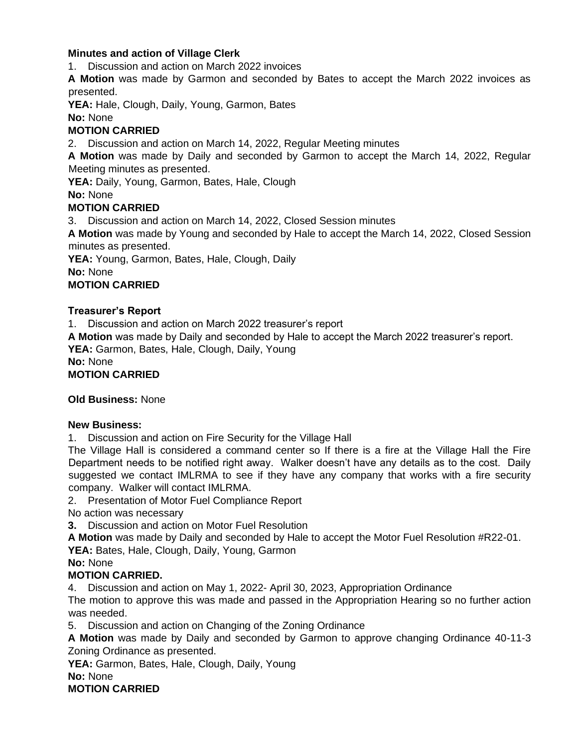**Minutes and action of Village Clerk**

1. Discussion and action on March 2022 invoices

**A Motion** was made by Garmon and seconded by Bates to accept the March 2022 invoices as presented.

**YEA:** Hale, Clough, Daily, Young, Garmon, Bates

**No:** None

**MOTION CARRIED**

2. Discussion and action on March 14, 2022, Regular Meeting minutes

**A Motion** was made by Daily and seconded by Garmon to accept the March 14, 2022, Regular Meeting minutes as presented.

**YEA:** Daily, Young, Garmon, Bates, Hale, Clough

**No:** None

**MOTION CARRIED**

3. Discussion and action on March 14, 2022, Closed Session minutes

**A Motion** was made by Young and seconded by Hale to accept the March 14, 2022, Closed Session minutes as presented.

**YEA:** Young, Garmon, Bates, Hale, Clough, Daily

**No:** None

**MOTION CARRIED**

**Treasurer's Report**

1. Discussion and action on March 2022 treasurer's report

**A Motion** was made by Daily and seconded by Hale to accept the March 2022 treasurer's report.

**YEA:** Garmon, Bates, Hale, Clough, Daily, Young

**No:** None

**MOTION CARRIED**

**Old Business:** None

**New Business:**

1. Discussion and action on Fire Security for the Village Hall

The Village Hall is considered a command center so If there is a fire at the Village Hall the Fire Department needs to be notified right away. Walker doesn't have any details as to the cost. Daily suggested we contact IMLRMA to see if they have any company that works with a fire security company. Walker will contact IMLRMA.

2. Presentation of Motor Fuel Compliance Report

No action was necessary

**3.** Discussion and action on Motor Fuel Resolution

**A Motion** was made by Daily and seconded by Hale to accept the Motor Fuel Resolution #R22-01.

**YEA:** Bates, Hale, Clough, Daily, Young, Garmon

**No:** None

**MOTION CARRIED.**

4. Discussion and action on May 1, 2022- April 30, 2023, Appropriation Ordinance

The motion to approve this was made and passed in the Appropriation Hearing so no further action was needed.

5. Discussion and action on Changing of the Zoning Ordinance

**A Motion** was made by Daily and seconded by Garmon to approve changing Ordinance 40-11-3 Zoning Ordinance as presented.

**YEA:** Garmon, Bates, Hale, Clough, Daily, Young

**No:** None

**MOTION CARRIED**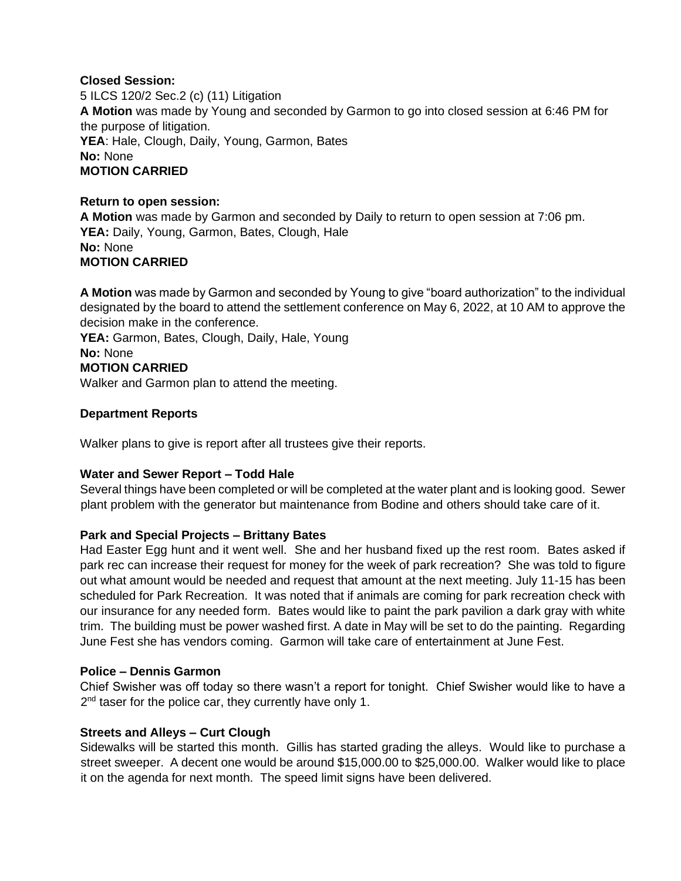**Closed Session:**

5 ILCS 120/2 Sec.2 (c) (11) Litigation

**A Motion** was made by Young and seconded by Garmon to go into closed session at 6:46 PM for the purpose of litigation.

**YEA**: Hale, Clough, Daily, Young, Garmon, Bates

**No:** None

**MOTION CARRIED**

**Return to open session:**

**A Motion** was made by Garmon and seconded by Daily to return to open session at 7:06 pm.

**YEA:** Daily, Young, Garmon, Bates, Clough, Hale

**No:** None

**MOTION CARRIED**

**A Motion** was made by Garmon and seconded by Young to give "board authorization" to the individual designated by the board to attend the settlement conference on May 6, 2022, at 10 AM to approve the decision make in the conference.

**YEA:** Garmon, Bates, Clough, Daily, Hale, Young

**No:** None

**MOTION CARRIED**

Walker and Garmon plan to attend the meeting.

**Department Reports**

Walker plans to give is report after all trustees give their reports.

**Water and Sewer Report – Todd Hale**

Several things have been completed or will be completed at the water plant and is looking good. Sewer plant problem with the generator but maintenance from Bodine and others should take care of it.

**Park and Special Projects – Brittany Bates**

Had Easter Egg hunt and it went well. She and her husband fixed up the rest room. Bates asked if park rec can increase their request for money for the week of park recreation? She was told to figure out what amount would be needed and request that amount at the next meeting. July 11-15 has been scheduled for Park Recreation. It was noted that if animals are coming for park recreation check with our insurance for any needed form. Bates would like to paint the park pavilion a dark gray with white trim. The building must be power washed first. A date in May will be set to do the painting. Regarding June Fest she has vendors coming. Garmon will take care of entertainment at June Fest.

**Police – Dennis Garmon**

Chief Swisher was off today so there wasn't a report for tonight. Chief Swisher would like to have a 2nd taser for the police car, they currently have only 1.

**Streets and Alleys – Curt Clough**

Sidewalks will be started this month. Gillis has started grading the alleys. Would like to purchase a street sweeper. A decent one would be around $15,000.00 to $25,000.00. Walker would like to place it on the agenda for next month. The speed limit signs have been delivered.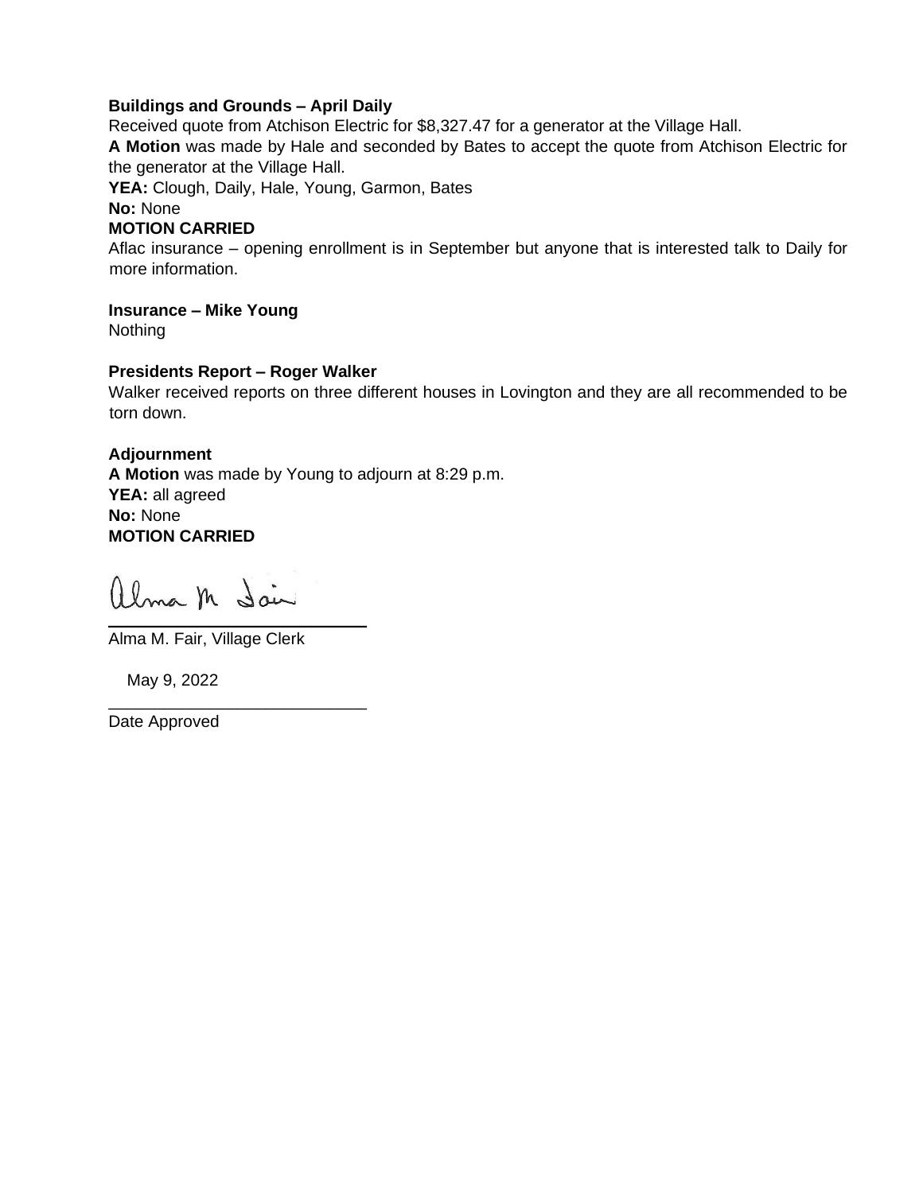**Buildings and Grounds – April Daily**

Received quote from Atchison Electric for $8,327.47 for a generator at the Village Hall.

**A Motion** was made by Hale and seconded by Bates to accept the quote from Atchison Electric for the generator at the Village Hall.

**YEA:** Clough, Daily, Hale, Young, Garmon, Bates

**No:** None

**MOTION CARRIED**

Aflac insurance – opening enrollment is in September but anyone that is interested talk to Daily for more information.

**Insurance – Mike Young**

Nothing

**Presidents Report – Roger Walker**

Walker received reports on three different houses in Lovington and they are all recommended to be torn down.

**Adjournment**

**A Motion** was made by Young to adjourn at 8:29 p.m.

**YEA:** all agreed

**No:** None

**MOTION CARRIED**

Alma M. Fair

\_\_\_\_\_\_\_\_\_\_\_\_\_\_\_\_\_\_\_\_\_\_\_\_\_\_\_\_

Alma M. Fair, Village Clerk

May 9, 2022

\_\_\_\_\_\_\_\_\_\_\_\_\_\_\_\_\_\_\_\_\_\_\_\_\_\_\_\_

Date Approved